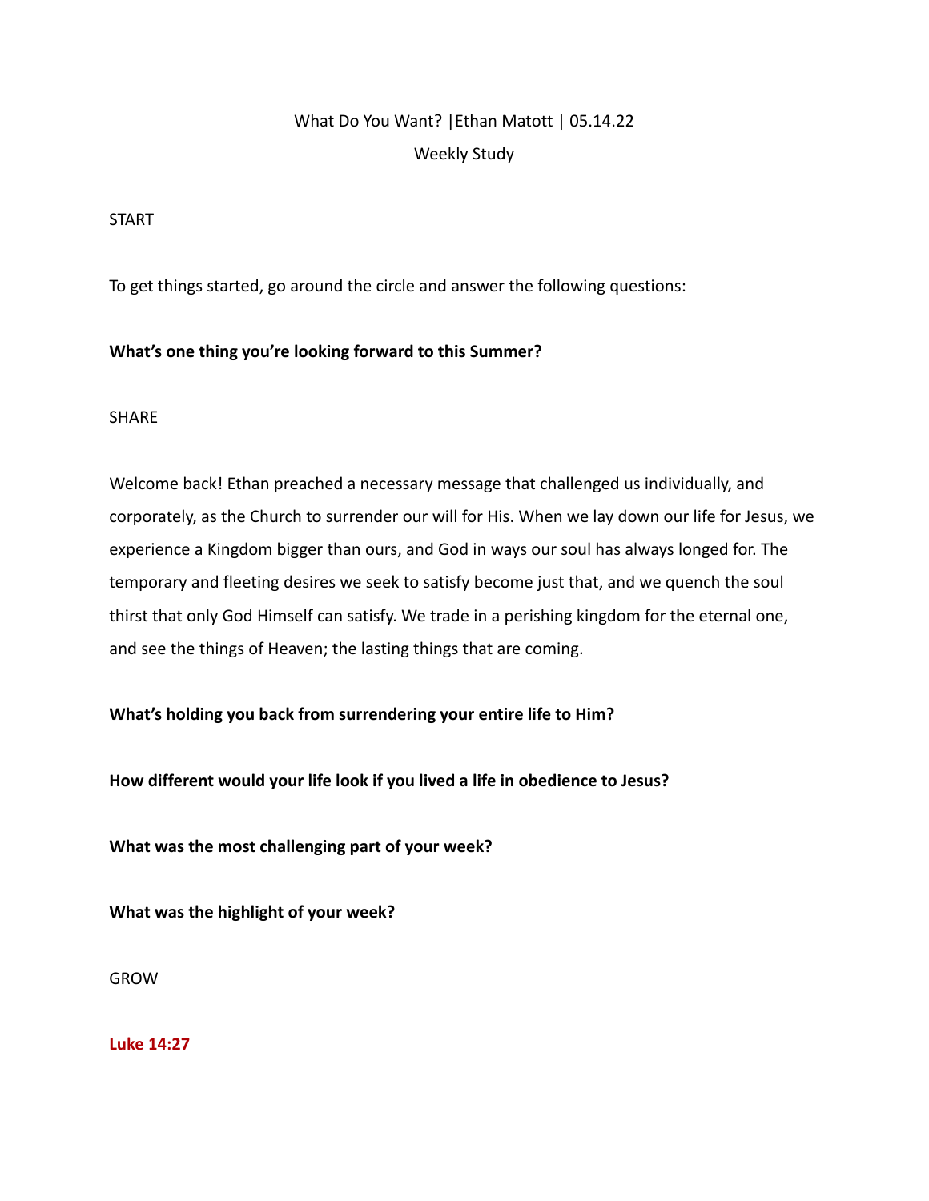What Do You Want? |Ethan Matott | 05.14.22

Weekly Study

START

To get things started, go around the circle and answer the following questions:

**What's one thing you're looking forward to this Summer?**

SHARE

Welcome back! Ethan preached a necessary message that challenged us individually, and corporately, as the Church to surrender our will for His. When we lay down our life for Jesus, we experience a Kingdom bigger than ours, and God in ways our soul has always longed for. The temporary and fleeting desires we seek to satisfy become just that, and we quench the soul thirst that only God Himself can satisfy. We trade in a perishing kingdom for the eternal one, and see the things of Heaven; the lasting things that are coming.

**What's holding you back from surrendering your entire life to Him?**

**How different would your life look if you lived a life in obedience to Jesus?**

**What was the most challenging part of your week?**

**What was the highlight of your week?**

GROW

**Luke 14:27**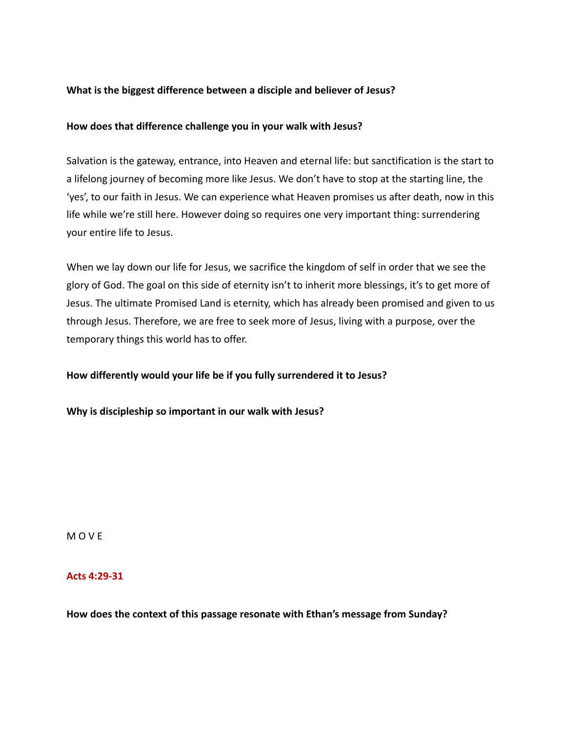**What is the biggest difference between a disciple and believer of Jesus?**

**How does that difference challenge you in your walk with Jesus?**

Salvation is the gateway, entrance, into Heaven and eternal life: but sanctification is the start to a lifelong journey of becoming more like Jesus. We don't have to stop at the starting line, the 'yes', to our faith in Jesus. We can experience what Heaven promises us after death, now in this life while we're still here. However doing so requires one very important thing: surrendering your entire life to Jesus.

When we lay down our life for Jesus, we sacrifice the kingdom of self in order that we see the glory of God. The goal on this side of eternity isn't to inherit more blessings, it's to get more of Jesus. The ultimate Promised Land is eternity, which has already been promised and given to us through Jesus. Therefore, we are free to seek more of Jesus, living with a purpose, over the temporary things this world has to offer.

**How differently would your life be if you fully surrendered it to Jesus?**

**Why is discipleship so important in our walk with Jesus?**

M O V E

**Acts 4:29-31**

**How does the context of this passage resonate with Ethan's message from Sunday?**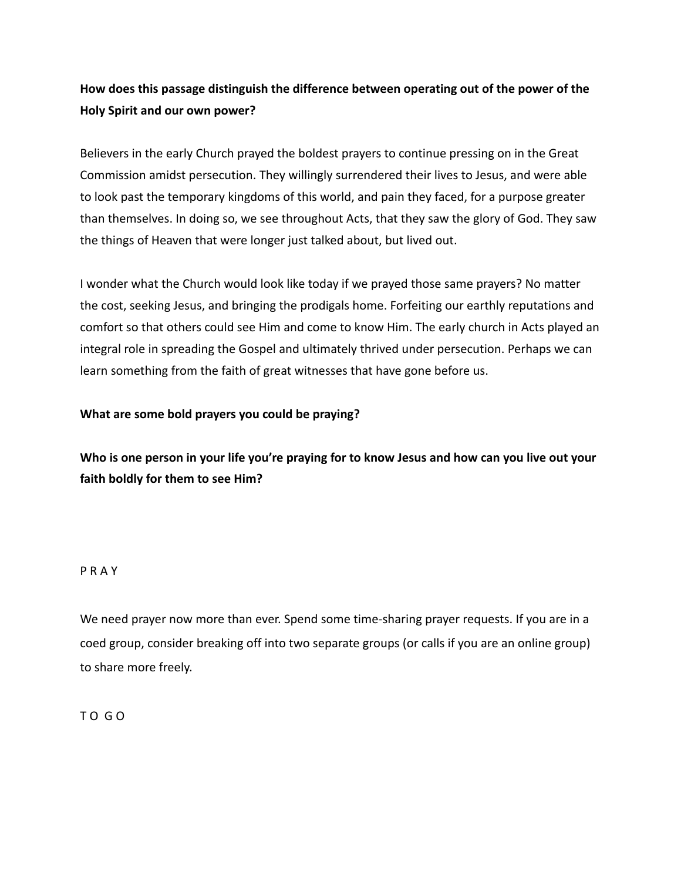**How does this passage distinguish the difference between operating out of the power of the Holy Spirit and our own power?**

Believers in the early Church prayed the boldest prayers to continue pressing on in the Great Commission amidst persecution. They willingly surrendered their lives to Jesus, and were able to look past the temporary kingdoms of this world, and pain they faced, for a purpose greater than themselves. In doing so, we see throughout Acts, that they saw the glory of God. They saw the things of Heaven that were longer just talked about, but lived out.

I wonder what the Church would look like today if we prayed those same prayers? No matter the cost, seeking Jesus, and bringing the prodigals home. Forfeiting our earthly reputations and comfort so that others could see Him and come to know Him. The early church in Acts played an integral role in spreading the Gospel and ultimately thrived under persecution. Perhaps we can learn something from the faith of great witnesses that have gone before us.

**What are some bold prayers you could be praying?**

**Who is one person in your life you're praying for to know Jesus and how can you live out your faith boldly for them to see Him?**

P R A Y

We need prayer now more than ever. Spend some time-sharing prayer requests. If you are in a coed group, consider breaking off into two separate groups (or calls if you are an online group) to share more freely.

T O G O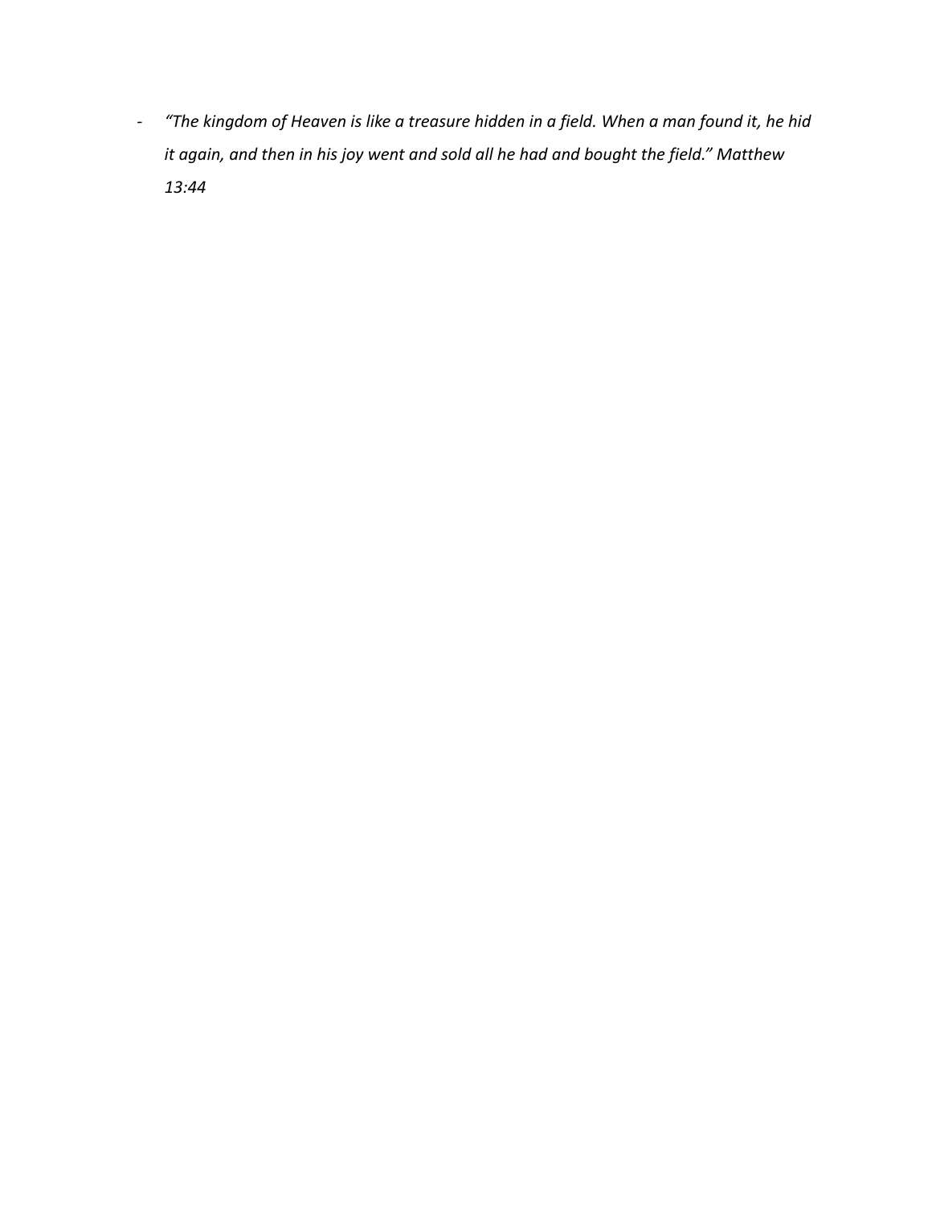- *"The kingdom of Heaven is like a treasure hidden in a field. When a man found it, he hid it again, and then in his joy went and sold all he had and bought the field." Matthew 13:44*